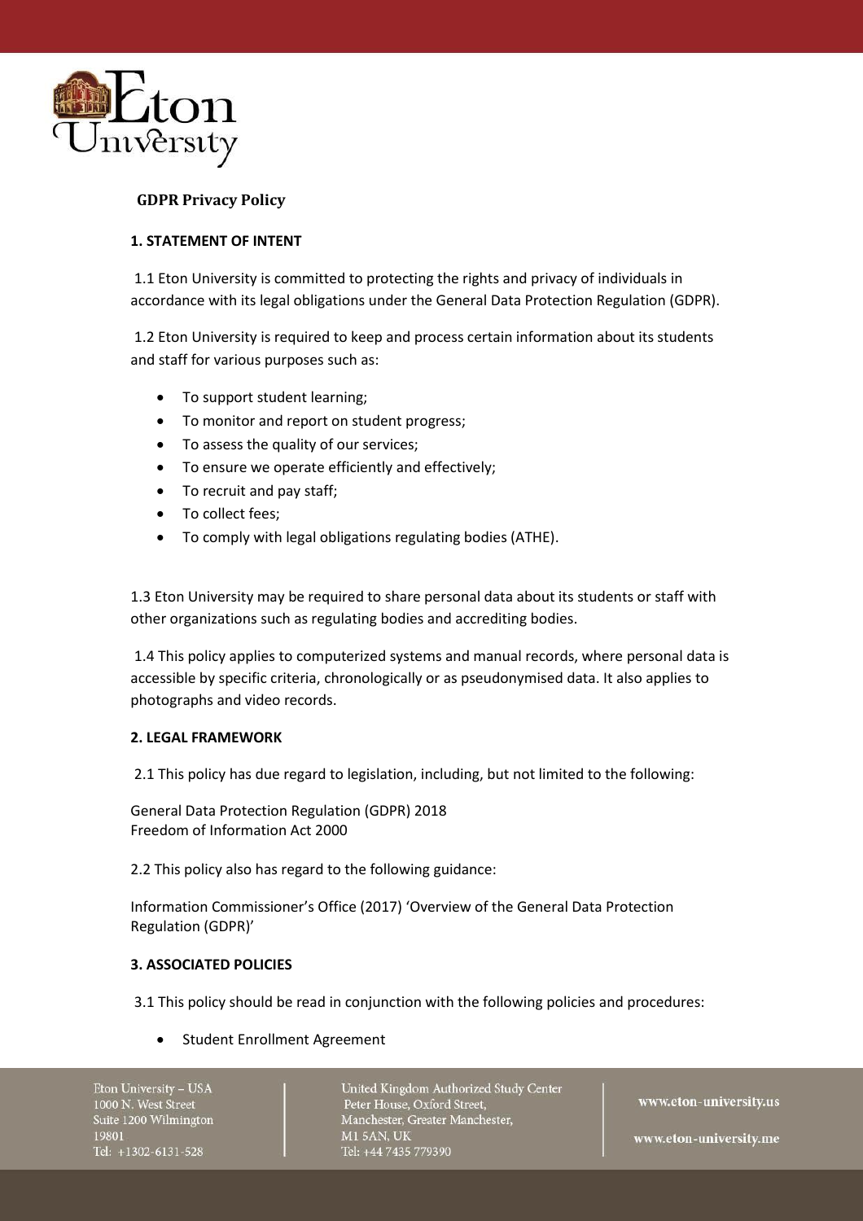## GDPR Privacy Policy

### 1. STATEMENT OF INTENT

1.1 Eton University is committed to protecting the rights and privacy of individuals in accordance with its legal obligations under the General Data Protection Regulation (GDPR).

1.2 Eton University is required to keep and process certain information about its students and staff for various purposes such as:

- To support student learning;
- To monitor and report on student progress;
- To assess the quality of our services;
- To ensure we operate efficiently and effectively;
- To recruit and pay staff;
- To collect fees;
- To comply with legal obligations regulating bodies (ATHE).

1.3 Eton University may be required to share personal data about its students or staff with other organizations such as regulating bodies and accrediting bodies.

1.4 This policy applies to computerized systems and manual records, where personal data is accessible by specific criteria, chronologically or as pseudonymised data. It also applies to photographs and video records.

### 2. LEGAL FRAMEWORK

2.1 This policy has due regard to legislation, including, but not limited to the following:

General Data Protection Regulation (GDPR) 2018
Freedom of Information Act 2000

2.2 This policy also has regard to the following guidance:

Information Commissioner's Office (2017) 'Overview of the General Data Protection Regulation (GDPR)'

### 3. ASSOCIATED POLICIES

3.1 This policy should be read in conjunction with the following policies and procedures:

- Student Enrollment Agreement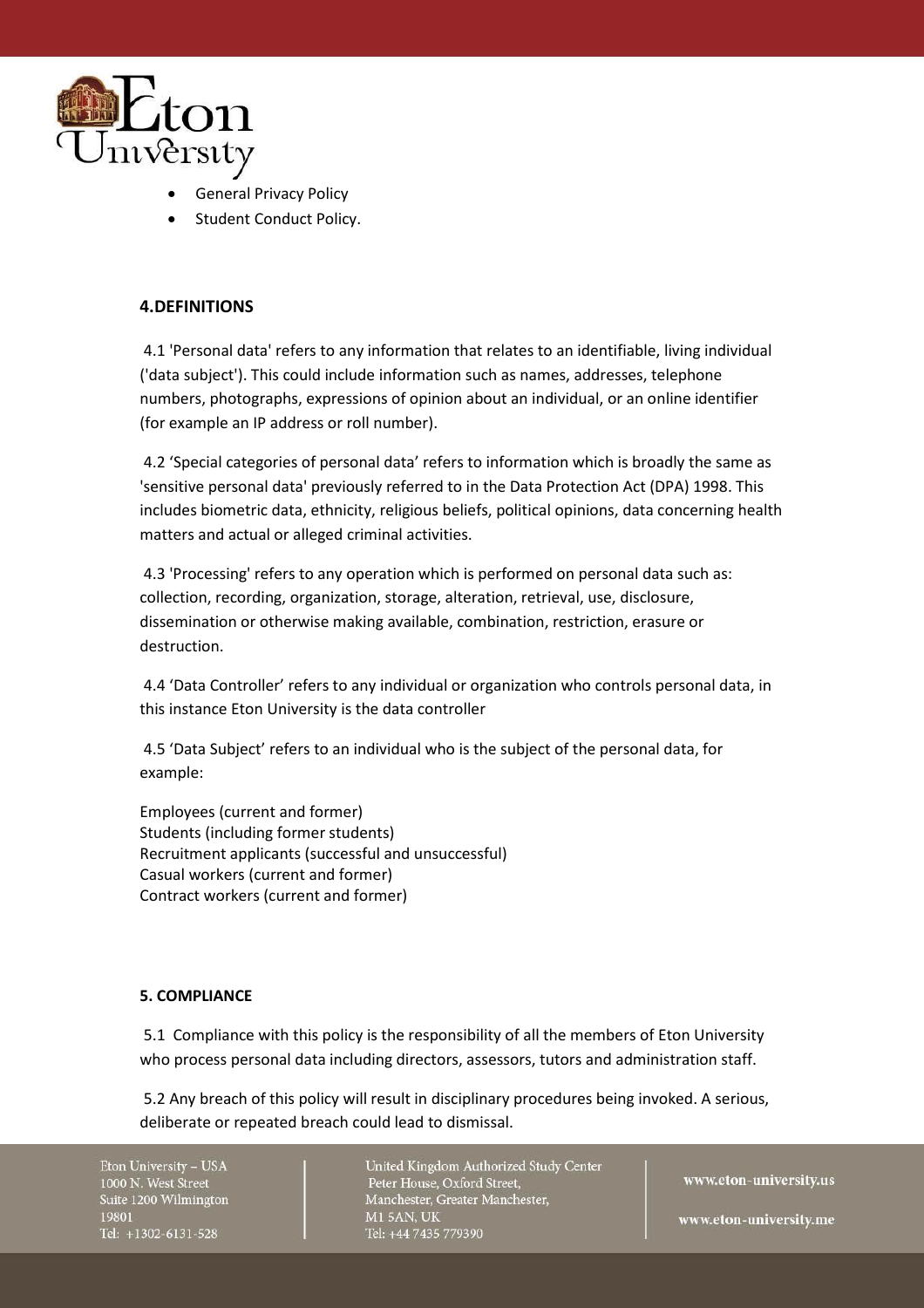- General Privacy Policy
- Student Conduct Policy.

## 4.DEFINITIONS

4.1 'Personal data' refers to any information that relates to an identifiable, living individual ('data subject'). This could include information such as names, addresses, telephone numbers, photographs, expressions of opinion about an individual, or an online identifier (for example an IP address or roll number).

4.2 'Special categories of personal data' refers to information which is broadly the same as 'sensitive personal data' previously referred to in the Data Protection Act (DPA) 1998. This includes biometric data, ethnicity, religious beliefs, political opinions, data concerning health matters and actual or alleged criminal activities.

4.3 'Processing' refers to any operation which is performed on personal data such as: collection, recording, organization, storage, alteration, retrieval, use, disclosure, dissemination or otherwise making available, combination, restriction, erasure or destruction.

4.4 'Data Controller' refers to any individual or organization who controls personal data, in this instance Eton University is the data controller

4.5 'Data Subject' refers to an individual who is the subject of the personal data, for example:

Employees (current and former)
Students (including former students)
Recruitment applicants (successful and unsuccessful)
Casual workers (current and former)
Contract workers (current and former)

## 5. COMPLIANCE

5.1 Compliance with this policy is the responsibility of all the members of Eton University who process personal data including directors, assessors, tutors and administration staff.

5.2 Any breach of this policy will result in disciplinary procedures being invoked. A serious, deliberate or repeated breach could lead to dismissal.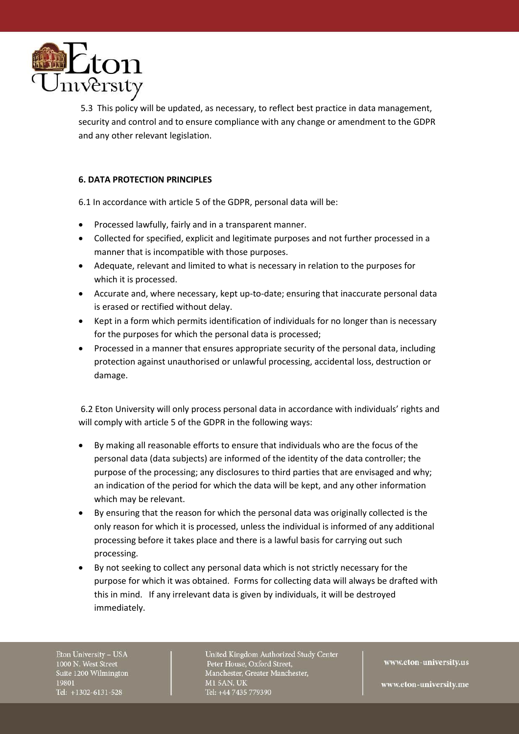5.3 This policy will be updated, as necessary, to reflect best practice in data management, security and control and to ensure compliance with any change or amendment to the GDPR and any other relevant legislation.

**6. DATA PROTECTION PRINCIPLES**

6.1 In accordance with article 5 of the GDPR, personal data will be:

- Processed lawfully, fairly and in a transparent manner.
- Collected for specified, explicit and legitimate purposes and not further processed in a manner that is incompatible with those purposes.
- Adequate, relevant and limited to what is necessary in relation to the purposes for which it is processed.
- Accurate and, where necessary, kept up-to-date; ensuring that inaccurate personal data is erased or rectified without delay.
- Kept in a form which permits identification of individuals for no longer than is necessary for the purposes for which the personal data is processed;
- Processed in a manner that ensures appropriate security of the personal data, including protection against unauthorised or unlawful processing, accidental loss, destruction or damage.

6.2 Eton University will only process personal data in accordance with individuals' rights and will comply with article 5 of the GDPR in the following ways:

- By making all reasonable efforts to ensure that individuals who are the focus of the personal data (data subjects) are informed of the identity of the data controller; the purpose of the processing; any disclosures to third parties that are envisaged and why; an indication of the period for which the data will be kept, and any other information which may be relevant.
- By ensuring that the reason for which the personal data was originally collected is the only reason for which it is processed, unless the individual is informed of any additional processing before it takes place and there is a lawful basis for carrying out such processing.
- By not seeking to collect any personal data which is not strictly necessary for the purpose for which it was obtained. Forms for collecting data will always be drafted with this in mind. If any irrelevant data is given by individuals, it will be destroyed immediately.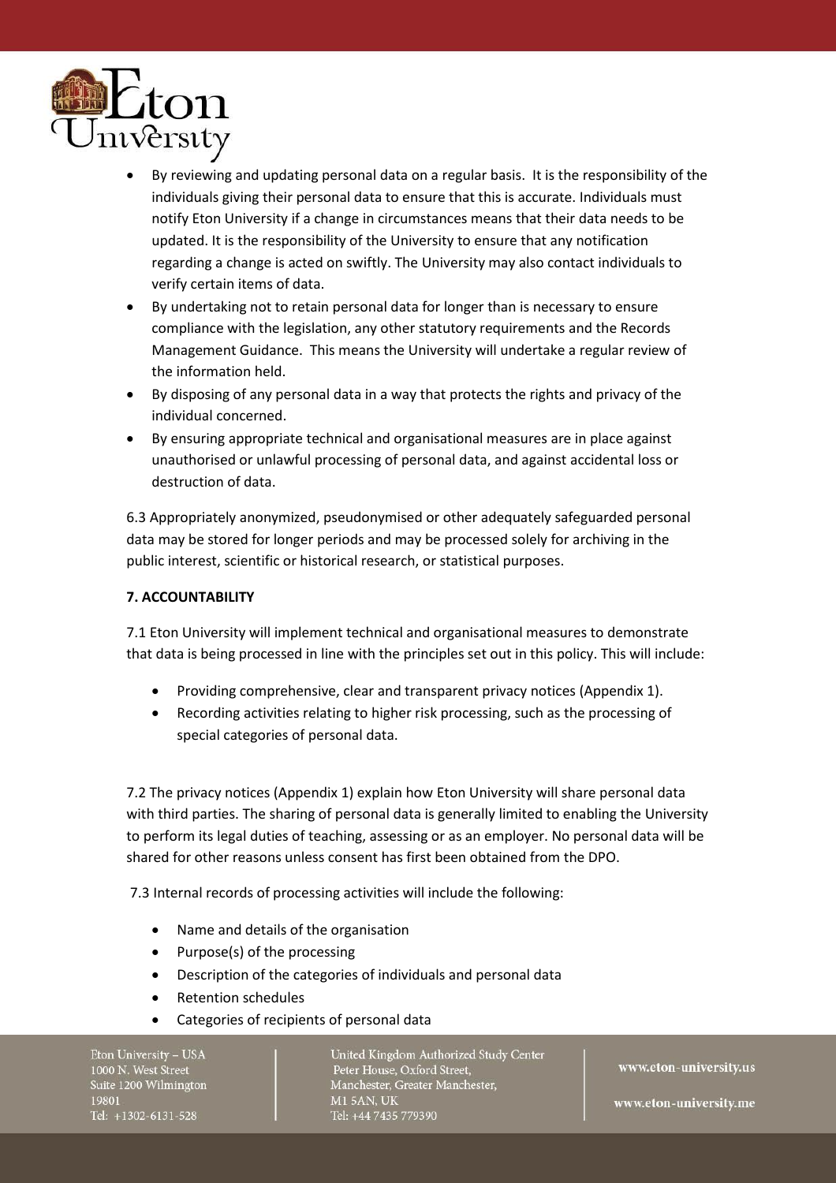- By reviewing and updating personal data on a regular basis. It is the responsibility of the individuals giving their personal data to ensure that this is accurate. Individuals must notify Eton University if a change in circumstances means that their data needs to be updated. It is the responsibility of the University to ensure that any notification regarding a change is acted on swiftly. The University may also contact individuals to verify certain items of data.
- By undertaking not to retain personal data for longer than is necessary to ensure compliance with the legislation, any other statutory requirements and the Records Management Guidance. This means the University will undertake a regular review of the information held.
- By disposing of any personal data in a way that protects the rights and privacy of the individual concerned.
- By ensuring appropriate technical and organisational measures are in place against unauthorised or unlawful processing of personal data, and against accidental loss or destruction of data.

6.3 Appropriately anonymized, pseudonymised or other adequately safeguarded personal data may be stored for longer periods and may be processed solely for archiving in the public interest, scientific or historical research, or statistical purposes.

**7. ACCOUNTABILITY**

7.1 Eton University will implement technical and organisational measures to demonstrate that data is being processed in line with the principles set out in this policy. This will include:

- Providing comprehensive, clear and transparent privacy notices (Appendix 1).
- Recording activities relating to higher risk processing, such as the processing of special categories of personal data.

7.2 The privacy notices (Appendix 1) explain how Eton University will share personal data with third parties. The sharing of personal data is generally limited to enabling the University to perform its legal duties of teaching, assessing or as an employer. No personal data will be shared for other reasons unless consent has first been obtained from the DPO.

7.3 Internal records of processing activities will include the following:

- Name and details of the organisation
- Purpose(s) of the processing
- Description of the categories of individuals and personal data
- Retention schedules
- Categories of recipients of personal data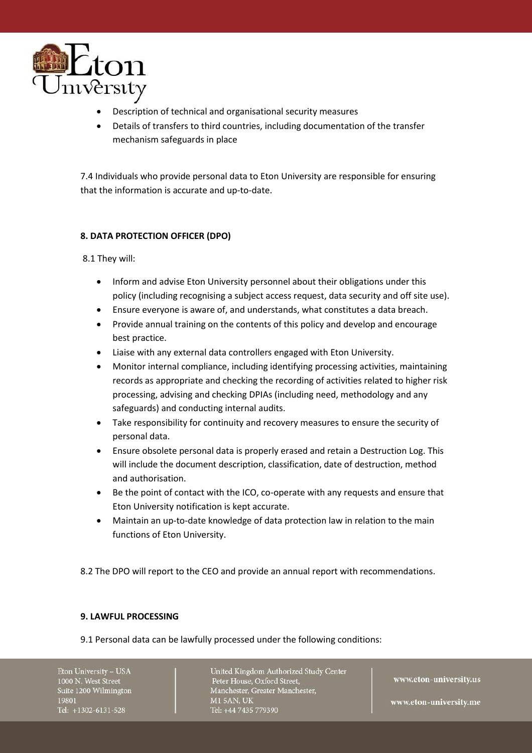- Description of technical and organisational security measures
- Details of transfers to third countries, including documentation of the transfer mechanism safeguards in place

7.4 Individuals who provide personal data to Eton University are responsible for ensuring that the information is accurate and up-to-date.

**8. DATA PROTECTION OFFICER (DPO)**

8.1 They will:

- Inform and advise Eton University personnel about their obligations under this policy (including recognising a subject access request, data security and off site use).
- Ensure everyone is aware of, and understands, what constitutes a data breach.
- Provide annual training on the contents of this policy and develop and encourage best practice.
- Liaise with any external data controllers engaged with Eton University.
- Monitor internal compliance, including identifying processing activities, maintaining records as appropriate and checking the recording of activities related to higher risk processing, advising and checking DPIAs (including need, methodology and any safeguards) and conducting internal audits.
- Take responsibility for continuity and recovery measures to ensure the security of personal data.
- Ensure obsolete personal data is properly erased and retain a Destruction Log. This will include the document description, classification, date of destruction, method and authorisation.
- Be the point of contact with the ICO, co-operate with any requests and ensure that Eton University notification is kept accurate.
- Maintain an up-to-date knowledge of data protection law in relation to the main functions of Eton University.

8.2 The DPO will report to the CEO and provide an annual report with recommendations.

**9. LAWFUL PROCESSING**

9.1 Personal data can be lawfully processed under the following conditions: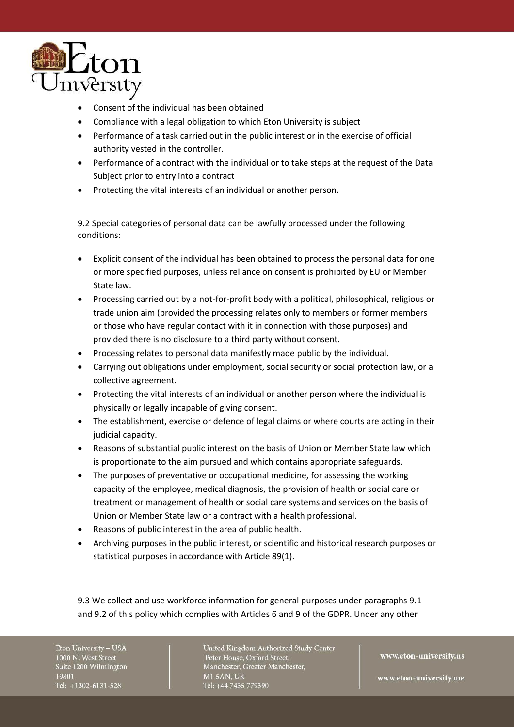- Consent of the individual has been obtained
- Compliance with a legal obligation to which Eton University is subject
- Performance of a task carried out in the public interest or in the exercise of official authority vested in the controller.
- Performance of a contract with the individual or to take steps at the request of the Data Subject prior to entry into a contract
- Protecting the vital interests of an individual or another person.

9.2 Special categories of personal data can be lawfully processed under the following conditions:

- Explicit consent of the individual has been obtained to process the personal data for one or more specified purposes, unless reliance on consent is prohibited by EU or Member State law.
- Processing carried out by a not-for-profit body with a political, philosophical, religious or trade union aim (provided the processing relates only to members or former members or those who have regular contact with it in connection with those purposes) and provided there is no disclosure to a third party without consent.
- Processing relates to personal data manifestly made public by the individual.
- Carrying out obligations under employment, social security or social protection law, or a collective agreement.
- Protecting the vital interests of an individual or another person where the individual is physically or legally incapable of giving consent.
- The establishment, exercise or defence of legal claims or where courts are acting in their judicial capacity.
- Reasons of substantial public interest on the basis of Union or Member State law which is proportionate to the aim pursued and which contains appropriate safeguards.
- The purposes of preventative or occupational medicine, for assessing the working capacity of the employee, medical diagnosis, the provision of health or social care or treatment or management of health or social care systems and services on the basis of Union or Member State law or a contract with a health professional.
- Reasons of public interest in the area of public health.
- Archiving purposes in the public interest, or scientific and historical research purposes or statistical purposes in accordance with Article 89(1).

9.3 We collect and use workforce information for general purposes under paragraphs 9.1 and 9.2 of this policy which complies with Articles 6 and 9 of the GDPR. Under any other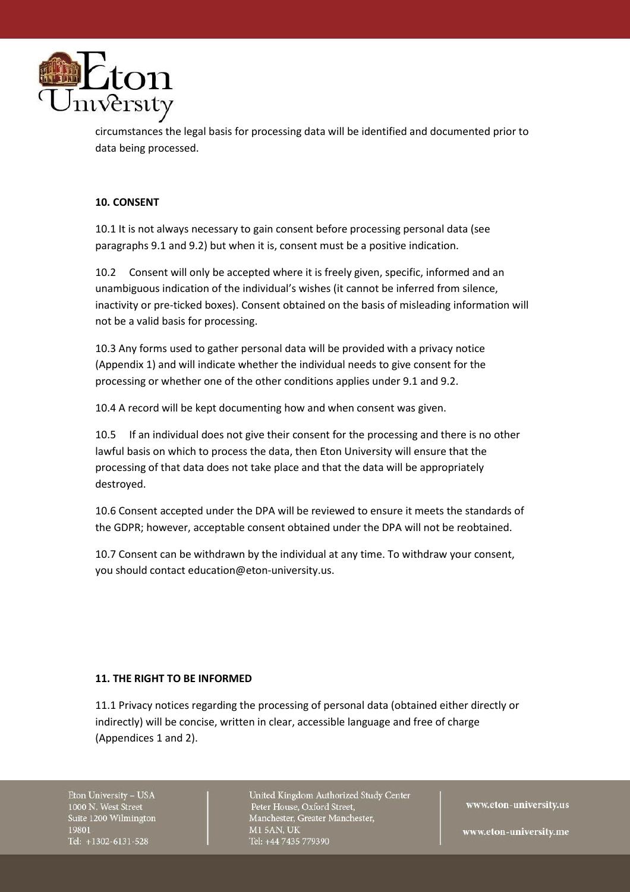circumstances the legal basis for processing data will be identified and documented prior to data being processed.

**10. CONSENT**

10.1 It is not always necessary to gain consent before processing personal data (see paragraphs 9.1 and 9.2) but when it is, consent must be a positive indication.

10.2 Consent will only be accepted where it is freely given, specific, informed and an unambiguous indication of the individual's wishes (it cannot be inferred from silence, inactivity or pre-ticked boxes). Consent obtained on the basis of misleading information will not be a valid basis for processing.

10.3 Any forms used to gather personal data will be provided with a privacy notice (Appendix 1) and will indicate whether the individual needs to give consent for the processing or whether one of the other conditions applies under 9.1 and 9.2.

10.4 A record will be kept documenting how and when consent was given.

10.5 If an individual does not give their consent for the processing and there is no other lawful basis on which to process the data, then Eton University will ensure that the processing of that data does not take place and that the data will be appropriately destroyed.

10.6 Consent accepted under the DPA will be reviewed to ensure it meets the standards of the GDPR; however, acceptable consent obtained under the DPA will not be reobtained.

10.7 Consent can be withdrawn by the individual at any time. To withdraw your consent, you should contact education@eton-university.us.

**11. THE RIGHT TO BE INFORMED**

11.1 Privacy notices regarding the processing of personal data (obtained either directly or indirectly) will be concise, written in clear, accessible language and free of charge (Appendices 1 and 2).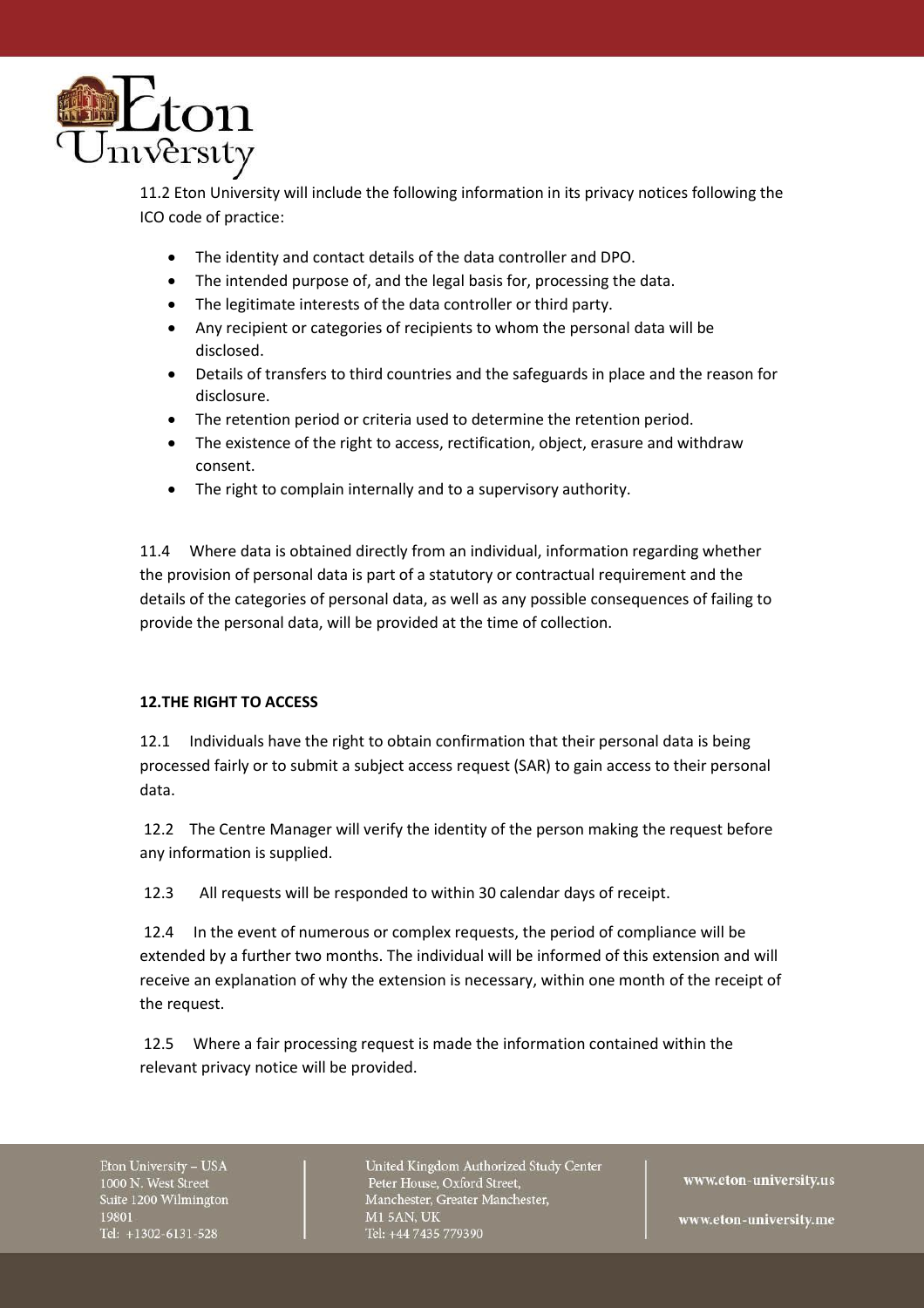11.2 Eton University will include the following information in its privacy notices following the ICO code of practice:

- The identity and contact details of the data controller and DPO.
- The intended purpose of, and the legal basis for, processing the data.
- The legitimate interests of the data controller or third party.
- Any recipient or categories of recipients to whom the personal data will be disclosed.
- Details of transfers to third countries and the safeguards in place and the reason for disclosure.
- The retention period or criteria used to determine the retention period.
- The existence of the right to access, rectification, object, erasure and withdraw consent.
- The right to complain internally and to a supervisory authority.

11.4 Where data is obtained directly from an individual, information regarding whether the provision of personal data is part of a statutory or contractual requirement and the details of the categories of personal data, as well as any possible consequences of failing to provide the personal data, will be provided at the time of collection.

**12.THE RIGHT TO ACCESS**

12.1 Individuals have the right to obtain confirmation that their personal data is being processed fairly or to submit a subject access request (SAR) to gain access to their personal data.

12.2 The Centre Manager will verify the identity of the person making the request before any information is supplied.

12.3 All requests will be responded to within 30 calendar days of receipt.

12.4 In the event of numerous or complex requests, the period of compliance will be extended by a further two months. The individual will be informed of this extension and will receive an explanation of why the extension is necessary, within one month of the receipt of the request.

12.5 Where a fair processing request is made the information contained within the relevant privacy notice will be provided.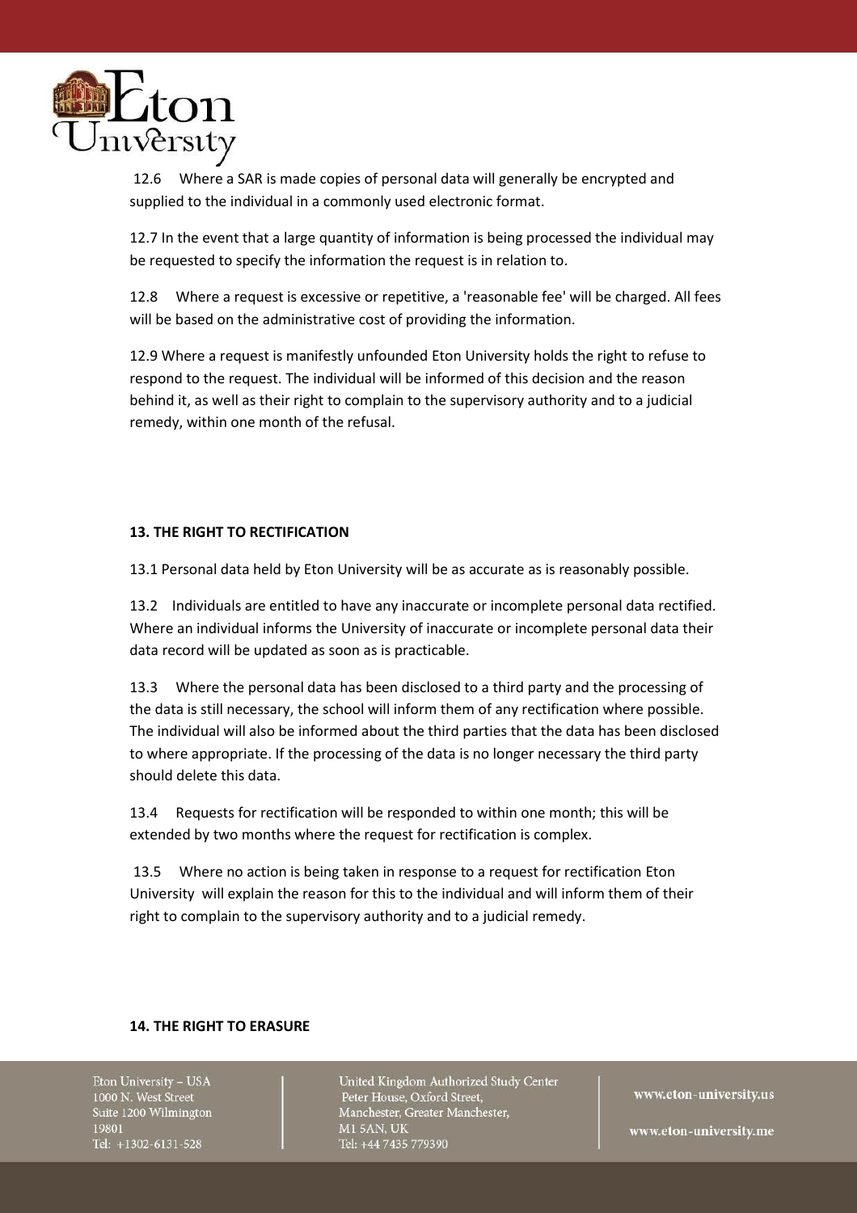12.6 Where a SAR is made copies of personal data will generally be encrypted and supplied to the individual in a commonly used electronic format.

12.7 In the event that a large quantity of information is being processed the individual may be requested to specify the information the request is in relation to.

12.8 Where a request is excessive or repetitive, a 'reasonable fee' will be charged. All fees will be based on the administrative cost of providing the information.

12.9 Where a request is manifestly unfounded Eton University holds the right to refuse to respond to the request. The individual will be informed of this decision and the reason behind it, as well as their right to complain to the supervisory authority and to a judicial remedy, within one month of the refusal.

**13. THE RIGHT TO RECTIFICATION**

13.1 Personal data held by Eton University will be as accurate as is reasonably possible.

13.2 Individuals are entitled to have any inaccurate or incomplete personal data rectified. Where an individual informs the University of inaccurate or incomplete personal data their data record will be updated as soon as is practicable.

13.3 Where the personal data has been disclosed to a third party and the processing of the data is still necessary, the school will inform them of any rectification where possible. The individual will also be informed about the third parties that the data has been disclosed to where appropriate. If the processing of the data is no longer necessary the third party should delete this data.

13.4 Requests for rectification will be responded to within one month; this will be extended by two months where the request for rectification is complex.

13.5 Where no action is being taken in response to a request for rectification Eton University will explain the reason for this to the individual and will inform them of their right to complain to the supervisory authority and to a judicial remedy.

**14. THE RIGHT TO ERASURE**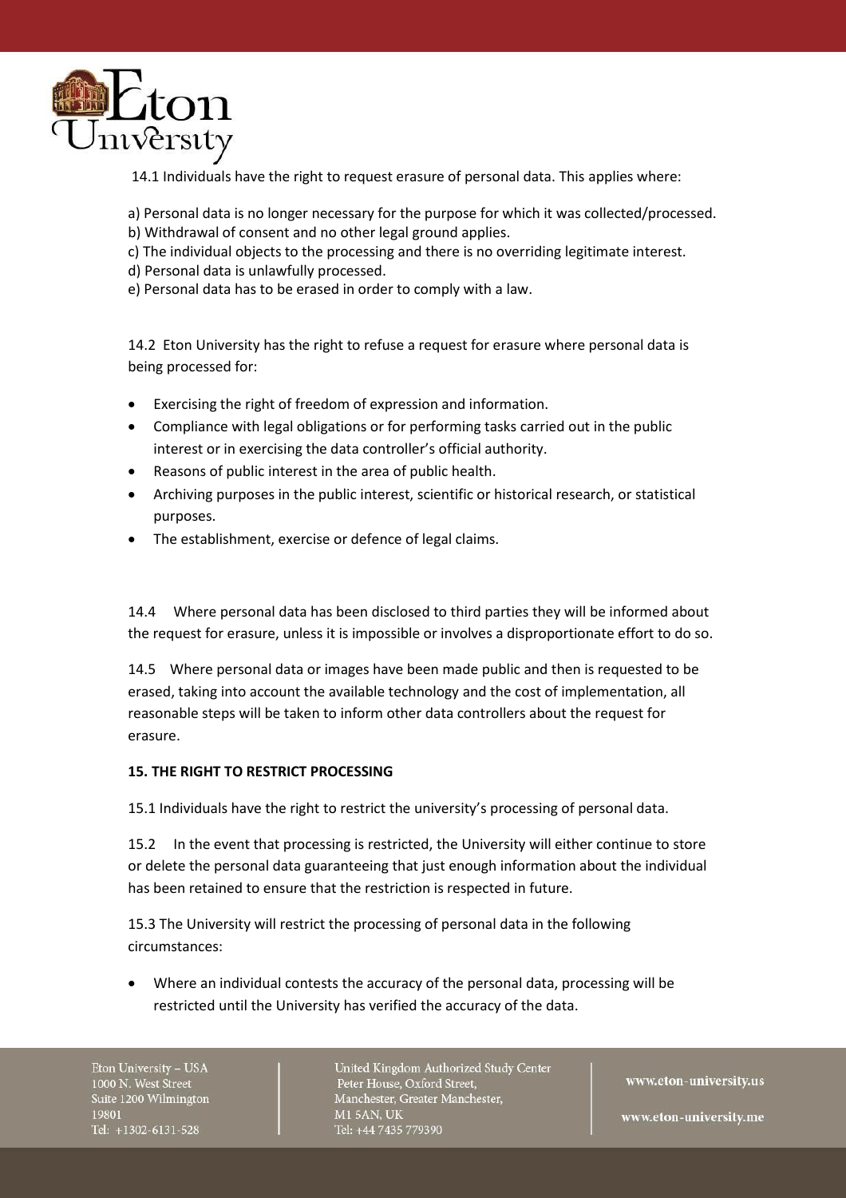14.1 Individuals have the right to request erasure of personal data. This applies where:

a) Personal data is no longer necessary for the purpose for which it was collected/processed.
b) Withdrawal of consent and no other legal ground applies.
c) The individual objects to the processing and there is no overriding legitimate interest.
d) Personal data is unlawfully processed.
e) Personal data has to be erased in order to comply with a law.

14.2 Eton University has the right to refuse a request for erasure where personal data is being processed for:

- Exercising the right of freedom of expression and information.
- Compliance with legal obligations or for performing tasks carried out in the public interest or in exercising the data controller's official authority.
- Reasons of public interest in the area of public health.
- Archiving purposes in the public interest, scientific or historical research, or statistical purposes.
- The establishment, exercise or defence of legal claims.

14.4 Where personal data has been disclosed to third parties they will be informed about the request for erasure, unless it is impossible or involves a disproportionate effort to do so.

14.5 Where personal data or images have been made public and then is requested to be erased, taking into account the available technology and the cost of implementation, all reasonable steps will be taken to inform other data controllers about the request for erasure.

**15. THE RIGHT TO RESTRICT PROCESSING**

15.1 Individuals have the right to restrict the university's processing of personal data.

15.2 In the event that processing is restricted, the University will either continue to store or delete the personal data guaranteeing that just enough information about the individual has been retained to ensure that the restriction is respected in future.

15.3 The University will restrict the processing of personal data in the following circumstances:

- Where an individual contests the accuracy of the personal data, processing will be restricted until the University has verified the accuracy of the data.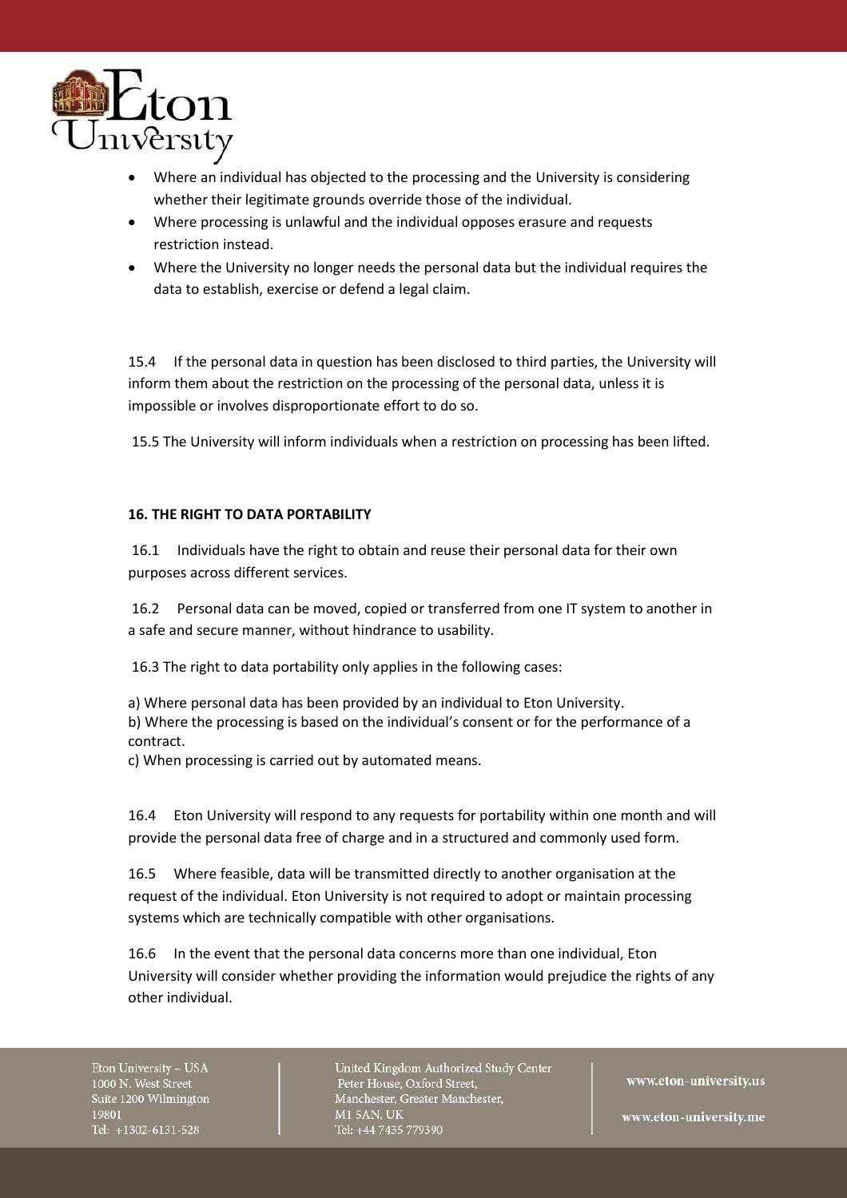- Where an individual has objected to the processing and the University is considering whether their legitimate grounds override those of the individual.
- Where processing is unlawful and the individual opposes erasure and requests restriction instead.
- Where the University no longer needs the personal data but the individual requires the data to establish, exercise or defend a legal claim.

15.4 If the personal data in question has been disclosed to third parties, the University will inform them about the restriction on the processing of the personal data, unless it is impossible or involves disproportionate effort to do so.

15.5 The University will inform individuals when a restriction on processing has been lifted.

**16. THE RIGHT TO DATA PORTABILITY**

16.1 Individuals have the right to obtain and reuse their personal data for their own purposes across different services.

16.2 Personal data can be moved, copied or transferred from one IT system to another in a safe and secure manner, without hindrance to usability.

16.3 The right to data portability only applies in the following cases:

a) Where personal data has been provided by an individual to Eton University.
b) Where the processing is based on the individual's consent or for the performance of a contract.
c) When processing is carried out by automated means.

16.4 Eton University will respond to any requests for portability within one month and will provide the personal data free of charge and in a structured and commonly used form.

16.5 Where feasible, data will be transmitted directly to another organisation at the request of the individual. Eton University is not required to adopt or maintain processing systems which are technically compatible with other organisations.

16.6 In the event that the personal data concerns more than one individual, Eton University will consider whether providing the information would prejudice the rights of any other individual.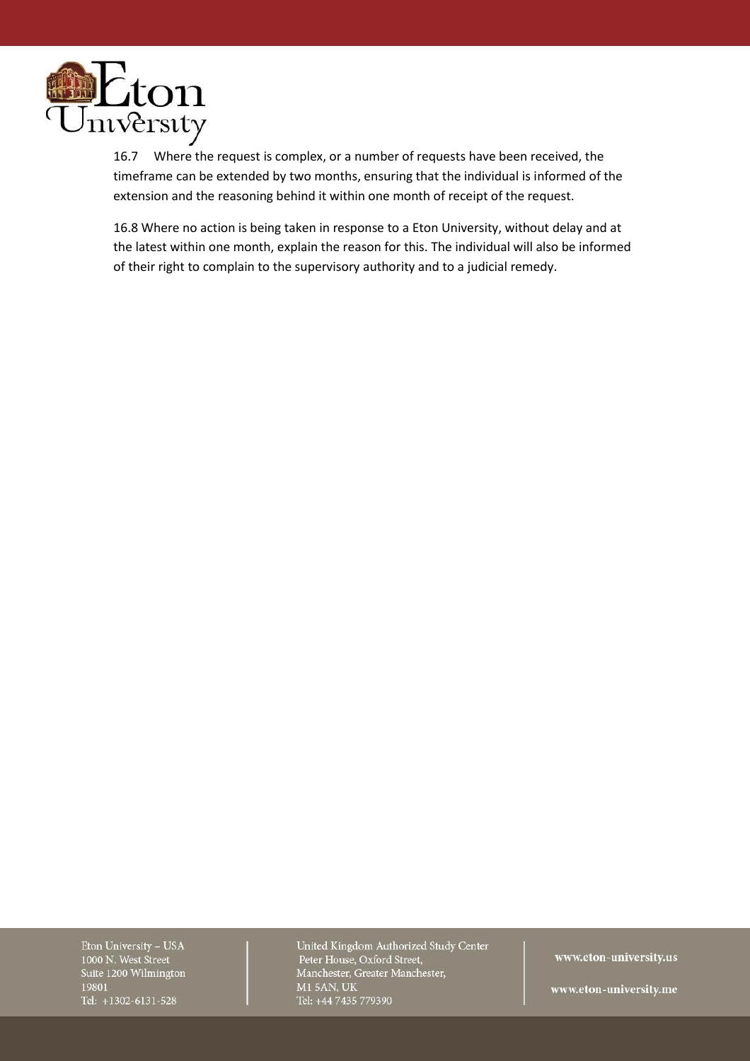16.7 Where the request is complex, or a number of requests have been received, the timeframe can be extended by two months, ensuring that the individual is informed of the extension and the reasoning behind it within one month of receipt of the request.

16.8 Where no action is being taken in response to a Eton University, without delay and at the latest within one month, explain the reason for this. The individual will also be informed of their right to complain to the supervisory authority and to a judicial remedy.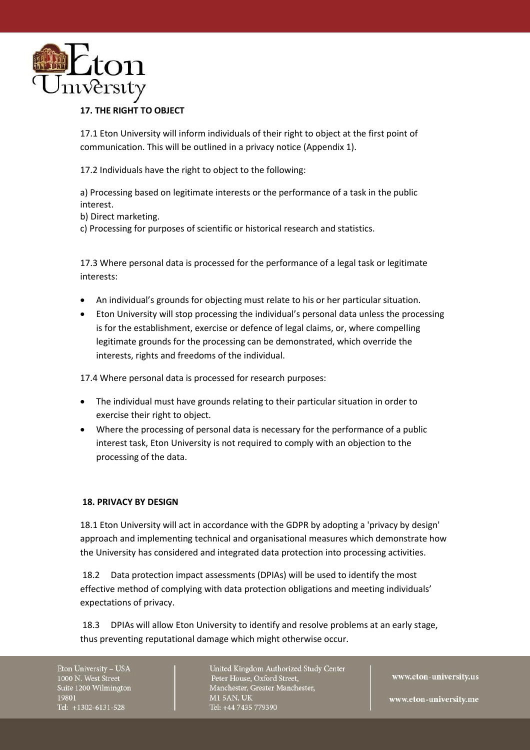## 17. THE RIGHT TO OBJECT

17.1 Eton University will inform individuals of their right to object at the first point of communication. This will be outlined in a privacy notice (Appendix 1).

17.2 Individuals have the right to object to the following:

a) Processing based on legitimate interests or the performance of a task in the public interest.
b) Direct marketing.
c) Processing for purposes of scientific or historical research and statistics.

17.3 Where personal data is processed for the performance of a legal task or legitimate interests:

- An individual's grounds for objecting must relate to his or her particular situation.
- Eton University will stop processing the individual's personal data unless the processing is for the establishment, exercise or defence of legal claims, or, where compelling legitimate grounds for the processing can be demonstrated, which override the interests, rights and freedoms of the individual.

17.4 Where personal data is processed for research purposes:

- The individual must have grounds relating to their particular situation in order to exercise their right to object.
- Where the processing of personal data is necessary for the performance of a public interest task, Eton University is not required to comply with an objection to the processing of the data.

## 18. PRIVACY BY DESIGN

18.1 Eton University will act in accordance with the GDPR by adopting a 'privacy by design' approach and implementing technical and organisational measures which demonstrate how the University has considered and integrated data protection into processing activities.

18.2 Data protection impact assessments (DPIAs) will be used to identify the most effective method of complying with data protection obligations and meeting individuals' expectations of privacy.

18.3 DPIAs will allow Eton University to identify and resolve problems at an early stage, thus preventing reputational damage which might otherwise occur.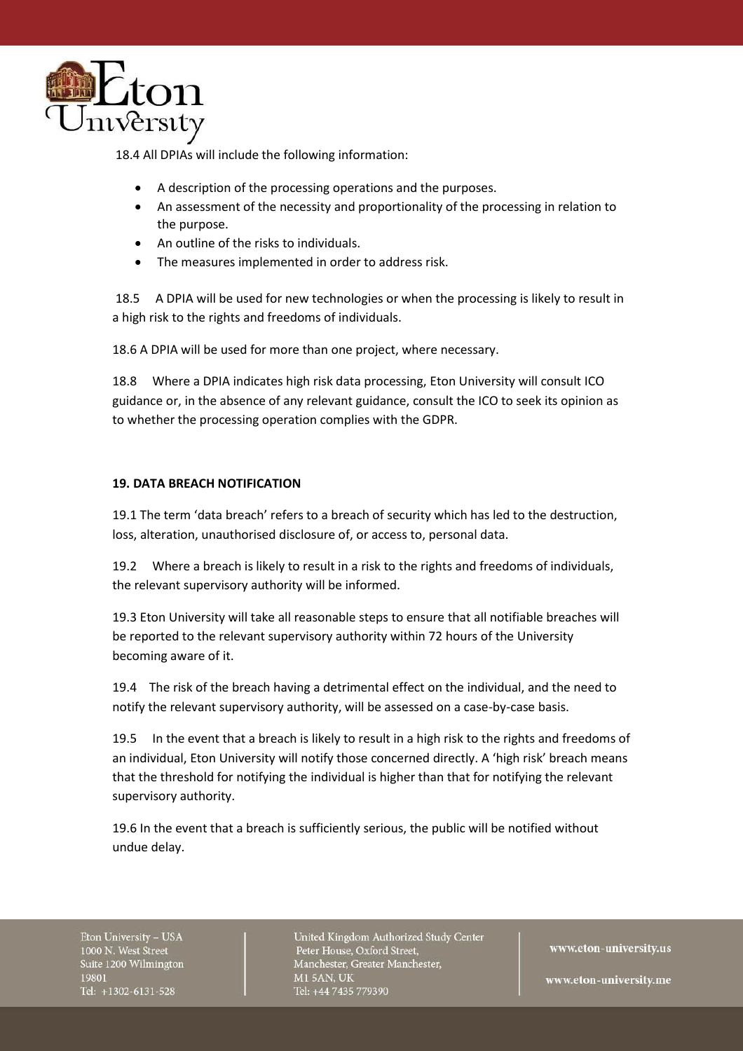18.4 All DPIAs will include the following information:

- A description of the processing operations and the purposes.
- An assessment of the necessity and proportionality of the processing in relation to the purpose.
- An outline of the risks to individuals.
- The measures implemented in order to address risk.

18.5 A DPIA will be used for new technologies or when the processing is likely to result in a high risk to the rights and freedoms of individuals.

18.6 A DPIA will be used for more than one project, where necessary.

18.8 Where a DPIA indicates high risk data processing, Eton University will consult ICO guidance or, in the absence of any relevant guidance, consult the ICO to seek its opinion as to whether the processing operation complies with the GDPR.

## 19. DATA BREACH NOTIFICATION

19.1 The term 'data breach' refers to a breach of security which has led to the destruction, loss, alteration, unauthorised disclosure of, or access to, personal data.

19.2 Where a breach is likely to result in a risk to the rights and freedoms of individuals, the relevant supervisory authority will be informed.

19.3 Eton University will take all reasonable steps to ensure that all notifiable breaches will be reported to the relevant supervisory authority within 72 hours of the University becoming aware of it.

19.4 The risk of the breach having a detrimental effect on the individual, and the need to notify the relevant supervisory authority, will be assessed on a case-by-case basis.

19.5 In the event that a breach is likely to result in a high risk to the rights and freedoms of an individual, Eton University will notify those concerned directly. A 'high risk' breach means that the threshold for notifying the individual is higher than that for notifying the relevant supervisory authority.

19.6 In the event that a breach is sufficiently serious, the public will be notified without undue delay.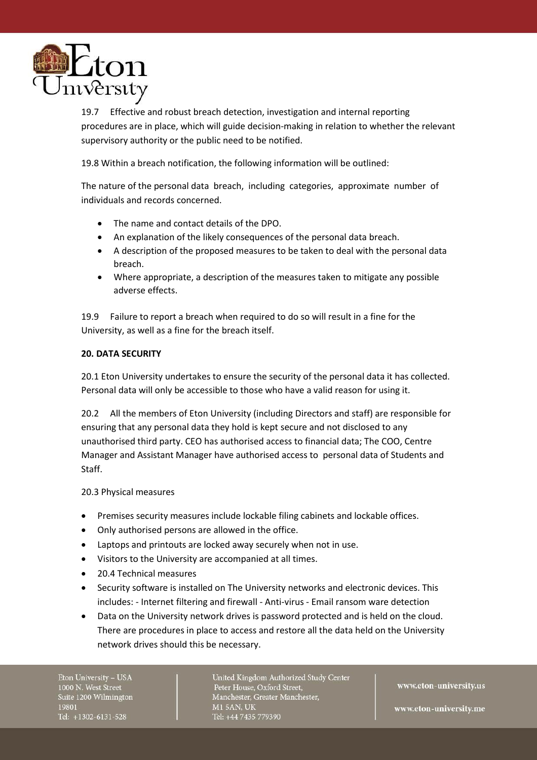19.7 Effective and robust breach detection, investigation and internal reporting procedures are in place, which will guide decision-making in relation to whether the relevant supervisory authority or the public need to be notified.

19.8 Within a breach notification, the following information will be outlined:

The nature of the personal data breach, including categories, approximate number of individuals and records concerned.

- The name and contact details of the DPO.
- An explanation of the likely consequences of the personal data breach.
- A description of the proposed measures to be taken to deal with the personal data breach.
- Where appropriate, a description of the measures taken to mitigate any possible adverse effects.

19.9 Failure to report a breach when required to do so will result in a fine for the University, as well as a fine for the breach itself.

**20. DATA SECURITY**

20.1 Eton University undertakes to ensure the security of the personal data it has collected. Personal data will only be accessible to those who have a valid reason for using it.

20.2 All the members of Eton University (including Directors and staff) are responsible for ensuring that any personal data they hold is kept secure and not disclosed to any unauthorised third party. CEO has authorised access to financial data; The COO, Centre Manager and Assistant Manager have authorised access to personal data of Students and Staff.

20.3 Physical measures

- Premises security measures include lockable filing cabinets and lockable offices.
- Only authorised persons are allowed in the office.
- Laptops and printouts are locked away securely when not in use.
- Visitors to the University are accompanied at all times.
- 20.4 Technical measures
- Security software is installed on The University networks and electronic devices. This includes: - Internet filtering and firewall - Anti-virus - Email ransom ware detection
- Data on the University network drives is password protected and is held on the cloud. There are procedures in place to access and restore all the data held on the University network drives should this be necessary.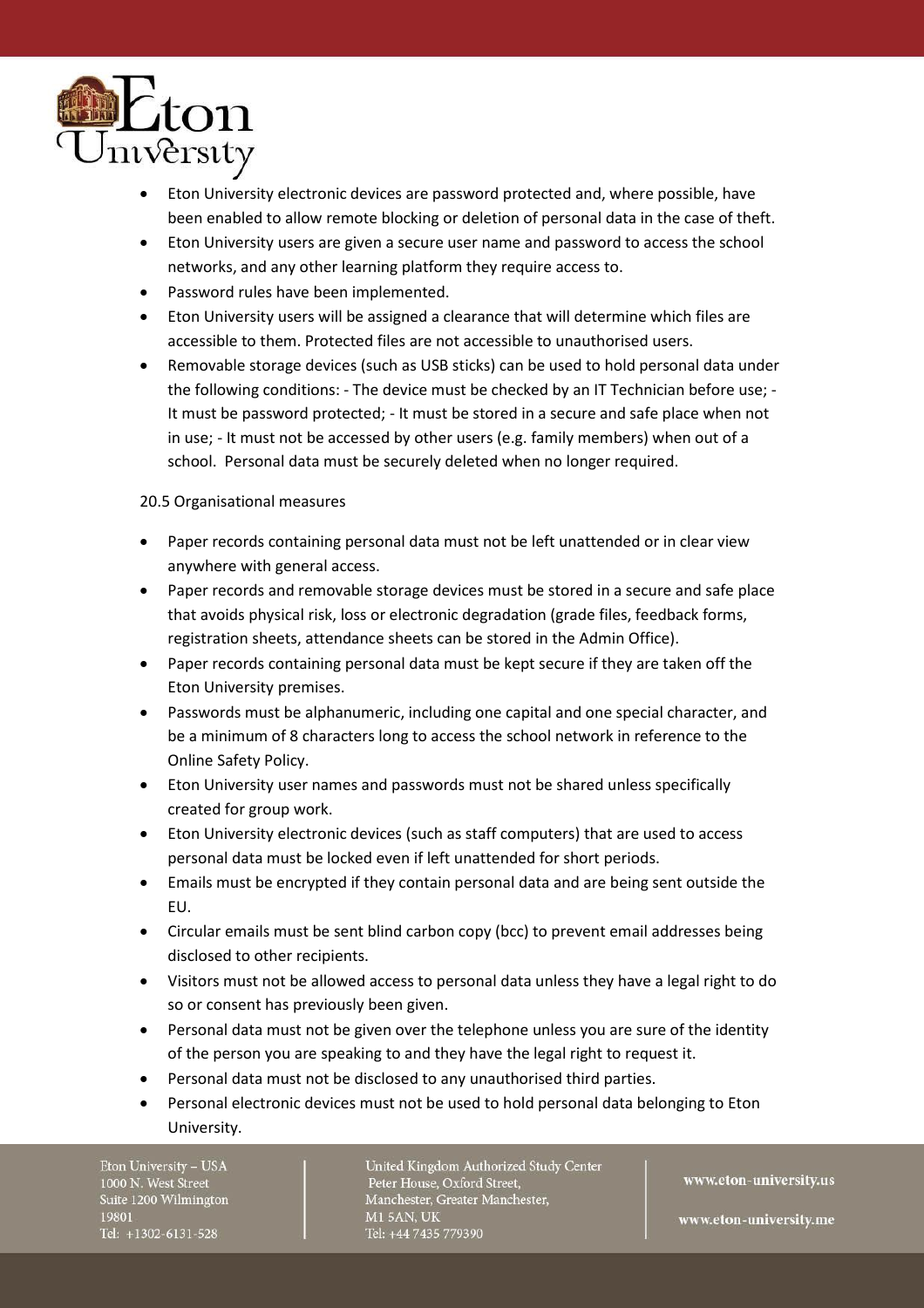- Eton University electronic devices are password protected and, where possible, have been enabled to allow remote blocking or deletion of personal data in the case of theft.
- Eton University users are given a secure user name and password to access the school networks, and any other learning platform they require access to.
- Password rules have been implemented.
- Eton University users will be assigned a clearance that will determine which files are accessible to them. Protected files are not accessible to unauthorised users.
- Removable storage devices (such as USB sticks) can be used to hold personal data under the following conditions: - The device must be checked by an IT Technician before use; - It must be password protected; - It must be stored in a secure and safe place when not in use; - It must not be accessed by other users (e.g. family members) when out of a school. Personal data must be securely deleted when no longer required.

20.5 Organisational measures

- Paper records containing personal data must not be left unattended or in clear view anywhere with general access.
- Paper records and removable storage devices must be stored in a secure and safe place that avoids physical risk, loss or electronic degradation (grade files, feedback forms, registration sheets, attendance sheets can be stored in the Admin Office).
- Paper records containing personal data must be kept secure if they are taken off the Eton University premises.
- Passwords must be alphanumeric, including one capital and one special character, and be a minimum of 8 characters long to access the school network in reference to the Online Safety Policy.
- Eton University user names and passwords must not be shared unless specifically created for group work.
- Eton University electronic devices (such as staff computers) that are used to access personal data must be locked even if left unattended for short periods.
- Emails must be encrypted if they contain personal data and are being sent outside the EU.
- Circular emails must be sent blind carbon copy (bcc) to prevent email addresses being disclosed to other recipients.
- Visitors must not be allowed access to personal data unless they have a legal right to do so or consent has previously been given.
- Personal data must not be given over the telephone unless you are sure of the identity of the person you are speaking to and they have the legal right to request it.
- Personal data must not be disclosed to any unauthorised third parties.
- Personal electronic devices must not be used to hold personal data belonging to Eton University.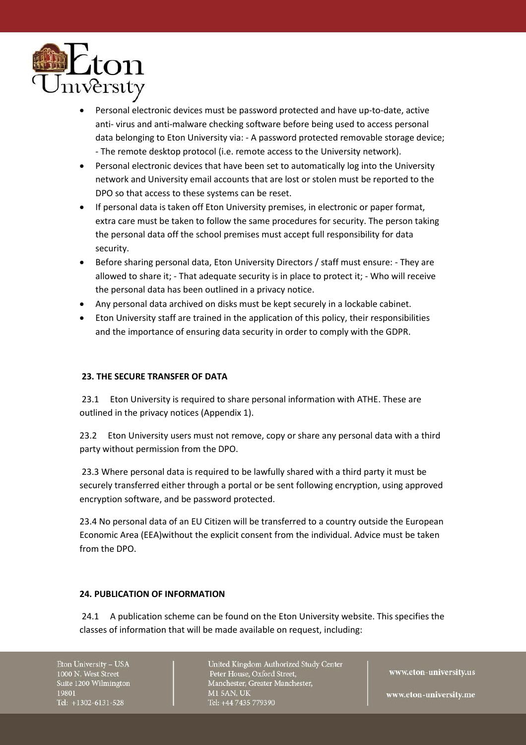- Personal electronic devices must be password protected and have up-to-date, active anti- virus and anti-malware checking software before being used to access personal data belonging to Eton University via: - A password protected removable storage device; - The remote desktop protocol (i.e. remote access to the University network).
- Personal electronic devices that have been set to automatically log into the University network and University email accounts that are lost or stolen must be reported to the DPO so that access to these systems can be reset.
- If personal data is taken off Eton University premises, in electronic or paper format, extra care must be taken to follow the same procedures for security. The person taking the personal data off the school premises must accept full responsibility for data security.
- Before sharing personal data, Eton University Directors / staff must ensure: - They are allowed to share it; - That adequate security is in place to protect it; - Who will receive the personal data has been outlined in a privacy notice.
- Any personal data archived on disks must be kept securely in a lockable cabinet.
- Eton University staff are trained in the application of this policy, their responsibilities and the importance of ensuring data security in order to comply with the GDPR.

**23. THE SECURE TRANSFER OF DATA**

23.1 Eton University is required to share personal information with ATHE. These are outlined in the privacy notices (Appendix 1).

23.2 Eton University users must not remove, copy or share any personal data with a third party without permission from the DPO.

23.3 Where personal data is required to be lawfully shared with a third party it must be securely transferred either through a portal or be sent following encryption, using approved encryption software, and be password protected.

23.4 No personal data of an EU Citizen will be transferred to a country outside the European Economic Area (EEA)without the explicit consent from the individual. Advice must be taken from the DPO.

**24. PUBLICATION OF INFORMATION**

24.1 A publication scheme can be found on the Eton University website. This specifies the classes of information that will be made available on request, including: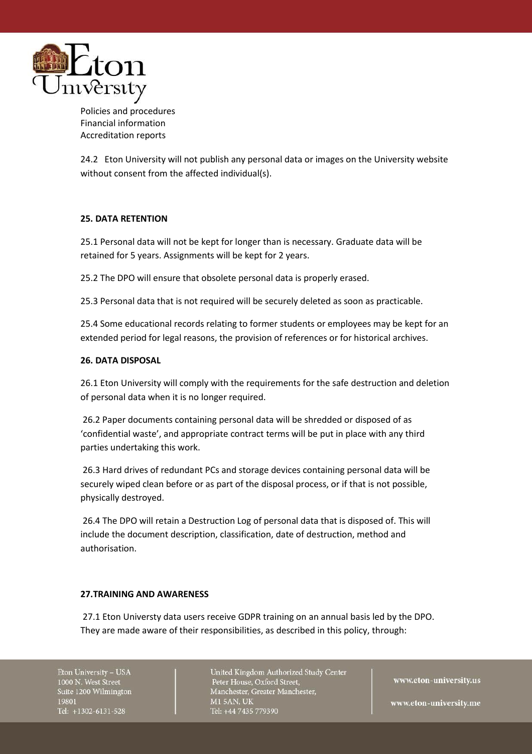Policies and procedures
Financial information
Accreditation reports

24.2 Eton University will not publish any personal data or images on the University website without consent from the affected individual(s).

**25. DATA RETENTION**

25.1 Personal data will not be kept for longer than is necessary. Graduate data will be retained for 5 years. Assignments will be kept for 2 years.

25.2 The DPO will ensure that obsolete personal data is properly erased.

25.3 Personal data that is not required will be securely deleted as soon as practicable.

25.4 Some educational records relating to former students or employees may be kept for an extended period for legal reasons, the provision of references or for historical archives.

**26. DATA DISPOSAL**

26.1 Eton University will comply with the requirements for the safe destruction and deletion of personal data when it is no longer required.

26.2 Paper documents containing personal data will be shredded or disposed of as 'confidential waste', and appropriate contract terms will be put in place with any third parties undertaking this work.

26.3 Hard drives of redundant PCs and storage devices containing personal data will be securely wiped clean before or as part of the disposal process, or if that is not possible, physically destroyed.

26.4 The DPO will retain a Destruction Log of personal data that is disposed of. This will include the document description, classification, date of destruction, method and authorisation.

**27.TRAINING AND AWARENESS**

27.1 Eton Universty data users receive GDPR training on an annual basis led by the DPO. They are made aware of their responsibilities, as described in this policy, through: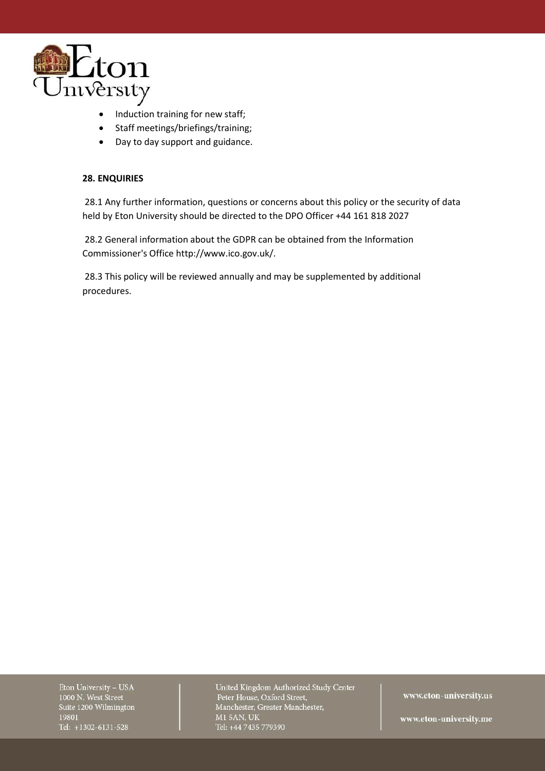- Induction training for new staff;
- Staff meetings/briefings/training;
- Day to day support and guidance.

**28. ENQUIRIES**

28.1 Any further information, questions or concerns about this policy or the security of data held by Eton University should be directed to the DPO Officer +44 161 818 2027

28.2 General information about the GDPR can be obtained from the Information Commissioner's Office http://www.ico.gov.uk/.

28.3 This policy will be reviewed annually and may be supplemented by additional procedures.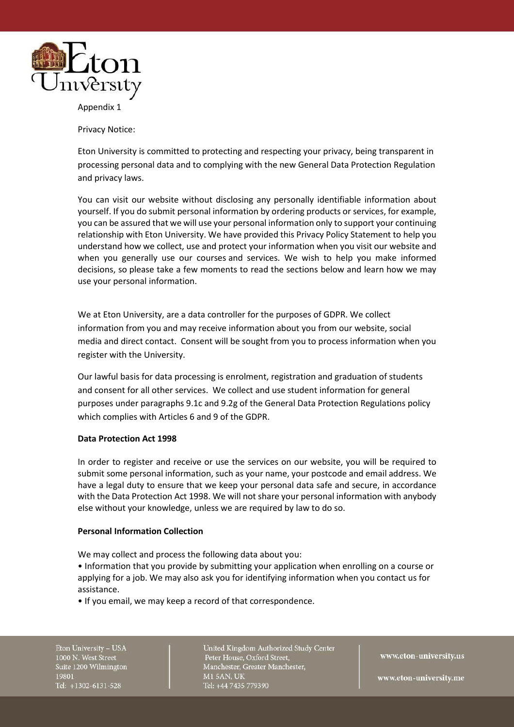Appendix 1

Privacy Notice:

Eton University is committed to protecting and respecting your privacy, being transparent in processing personal data and to complying with the new General Data Protection Regulation and privacy laws.

You can visit our website without disclosing any personally identifiable information about yourself. If you do submit personal information by ordering products or services, for example, you can be assured that we will use your personal information only to support your continuing relationship with Eton University. We have provided this Privacy Policy Statement to help you understand how we collect, use and protect your information when you visit our website and when you generally use our courses and services. We wish to help you make informed decisions, so please take a few moments to read the sections below and learn how we may use your personal information.

We at Eton University, are a data controller for the purposes of GDPR. We collect information from you and may receive information about you from our website, social media and direct contact. Consent will be sought from you to process information when you register with the University.

Our lawful basis for data processing is enrolment, registration and graduation of students and consent for all other services. We collect and use student information for general purposes under paragraphs 9.1c and 9.2g of the General Data Protection Regulations policy which complies with Articles 6 and 9 of the GDPR.

**Data Protection Act 1998**

In order to register and receive or use the services on our website, you will be required to submit some personal information, such as your name, your postcode and email address. We have a legal duty to ensure that we keep your personal data safe and secure, in accordance with the Data Protection Act 1998. We will not share your personal information with anybody else without your knowledge, unless we are required by law to do so.

**Personal Information Collection**

We may collect and process the following data about you:

- Information that you provide by submitting your application when enrolling on a course or applying for a job. We may also ask you for identifying information when you contact us for assistance.
- If you email, we may keep a record of that correspondence.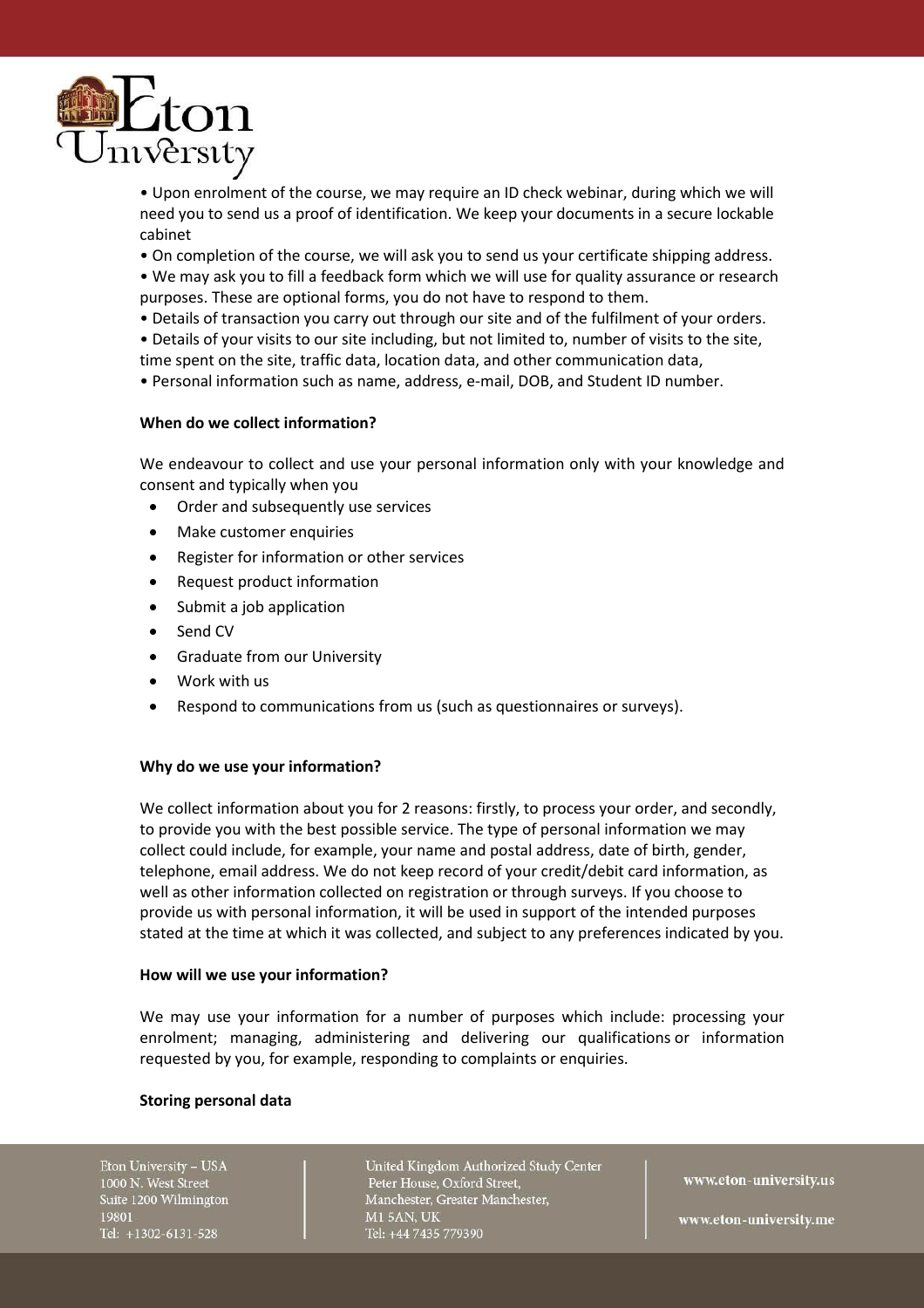- Upon enrolment of the course, we may require an ID check webinar, during which we will need you to send us a proof of identification. We keep your documents in a secure lockable cabinet
- On completion of the course, we will ask you to send us your certificate shipping address.
- We may ask you to fill a feedback form which we will use for quality assurance or research purposes. These are optional forms, you do not have to respond to them.
- Details of transaction you carry out through our site and of the fulfilment of your orders.
- Details of your visits to our site including, but not limited to, number of visits to the site, time spent on the site, traffic data, location data, and other communication data,
- Personal information such as name, address, e-mail, DOB, and Student ID number.

**When do we collect information?**

We endeavour to collect and use your personal information only with your knowledge and consent and typically when you

- Order and subsequently use services
- Make customer enquiries
- Register for information or other services
- Request product information
- Submit a job application
- Send CV
- Graduate from our University
- Work with us
- Respond to communications from us (such as questionnaires or surveys).

**Why do we use your information?**

We collect information about you for 2 reasons: firstly, to process your order, and secondly, to provide you with the best possible service. The type of personal information we may collect could include, for example, your name and postal address, date of birth, gender, telephone, email address. We do not keep record of your credit/debit card information, as well as other information collected on registration or through surveys. If you choose to provide us with personal information, it will be used in support of the intended purposes stated at the time at which it was collected, and subject to any preferences indicated by you.

**How will we use your information?**

We may use your information for a number of purposes which include: processing your enrolment; managing, administering and delivering our qualifications or information requested by you, for example, responding to complaints or enquiries.

**Storing personal data**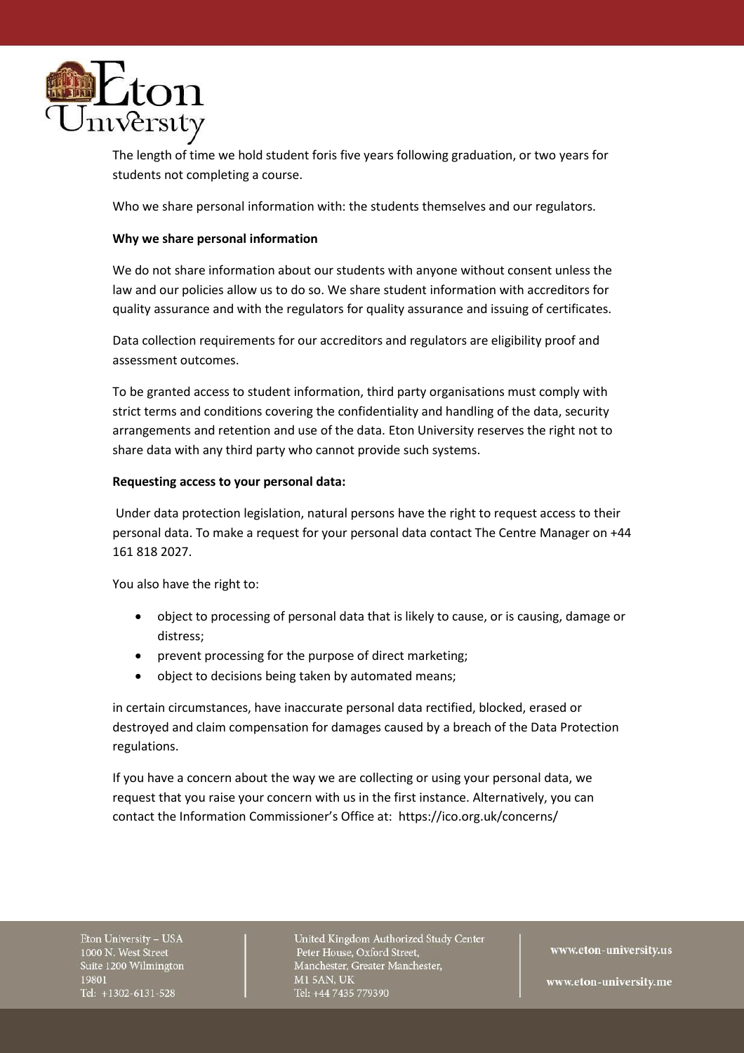The length of time we hold student foris five years following graduation, or two years for students not completing a course.

Who we share personal information with: the students themselves and our regulators.

**Why we share personal information**

We do not share information about our students with anyone without consent unless the law and our policies allow us to do so. We share student information with accreditors for quality assurance and with the regulators for quality assurance and issuing of certificates.

Data collection requirements for our accreditors and regulators are eligibility proof and assessment outcomes.

To be granted access to student information, third party organisations must comply with strict terms and conditions covering the confidentiality and handling of the data, security arrangements and retention and use of the data. Eton University reserves the right not to share data with any third party who cannot provide such systems.

**Requesting access to your personal data:**

Under data protection legislation, natural persons have the right to request access to their personal data. To make a request for your personal data contact The Centre Manager on +44 161 818 2027.

You also have the right to:

- object to processing of personal data that is likely to cause, or is causing, damage or distress;
- prevent processing for the purpose of direct marketing;
- object to decisions being taken by automated means;

in certain circumstances, have inaccurate personal data rectified, blocked, erased or destroyed and claim compensation for damages caused by a breach of the Data Protection regulations.

If you have a concern about the way we are collecting or using your personal data, we request that you raise your concern with us in the first instance. Alternatively, you can contact the Information Commissioner's Office at: https://ico.org.uk/concerns/